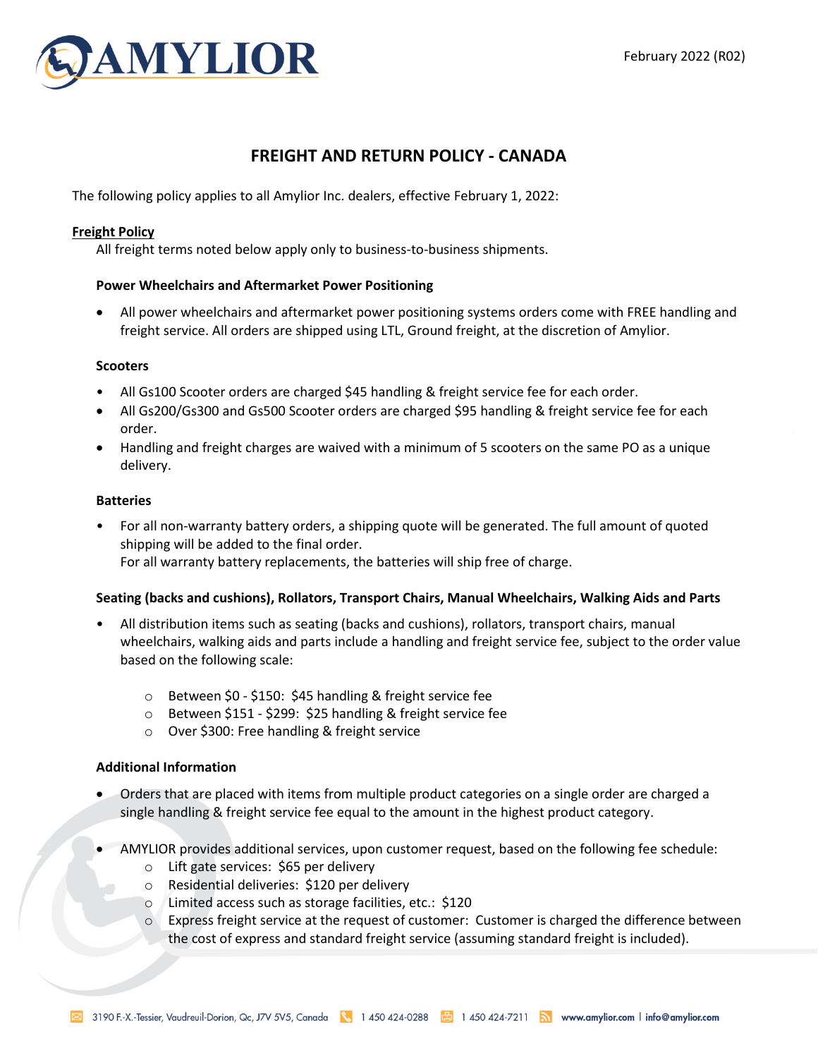February 2022 (R02)

# FREIGHT AND RETURN POLICY - CANADA

The following policy applies to all Amylior Inc. dealers, effective February 1, 2022:

## Freight Policy

All freight terms noted below apply only to business-to-business shipments.

### Power Wheelchairs and Aftermarket Power Positioning

- All power wheelchairs and aftermarket power positioning systems orders come with FREE handling and freight service. All orders are shipped using LTL, Ground freight, at the discretion of Amylior.

### Scooters

- All Gs100 Scooter orders are charged $45 handling & freight service fee for each order.
- All Gs200/Gs300 and Gs500 Scooter orders are charged $95 handling & freight service fee for each order.
- Handling and freight charges are waived with a minimum of 5 scooters on the same PO as a unique delivery.

### Batteries

- For all non-warranty battery orders, a shipping quote will be generated. The full amount of quoted shipping will be added to the final order.
  For all warranty battery replacements, the batteries will ship free of charge.

### Seating (backs and cushions), Rollators, Transport Chairs, Manual Wheelchairs, Walking Aids and Parts

- All distribution items such as seating (backs and cushions), rollators, transport chairs, manual wheelchairs, walking aids and parts include a handling and freight service fee, subject to the order value based on the following scale:
  - Between $0 - $150: $45 handling & freight service fee
  - Between $151 - $299: $25 handling & freight service fee
  - Over $300: Free handling & freight service

### Additional Information

- Orders that are placed with items from multiple product categories on a single order are charged a single handling & freight service fee equal to the amount in the highest product category.
- AMYLIOR provides additional services, upon customer request, based on the following fee schedule:
  - Lift gate services: $65 per delivery
  - Residential deliveries: $120 per delivery
  - Limited access such as storage facilities, etc.: $120
  - Express freight service at the request of customer: Customer is charged the difference between the cost of express and standard freight service (assuming standard freight is included).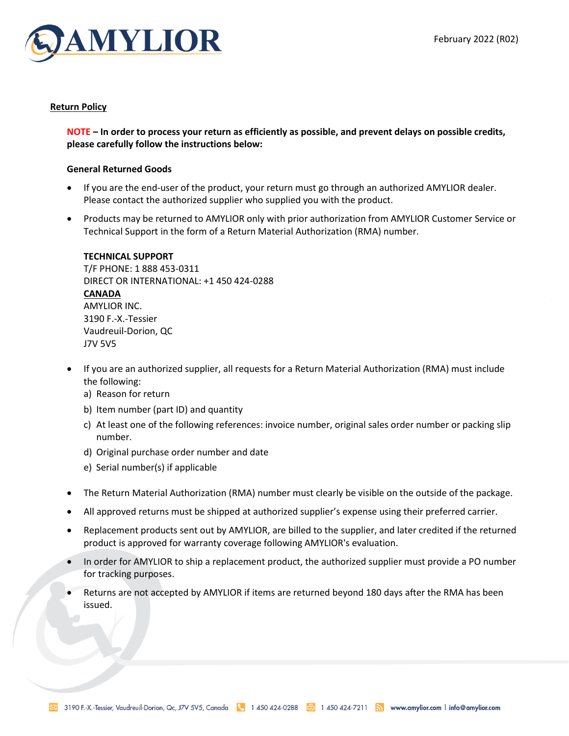## Return Policy

**NOTE – In order to process your return as efficiently as possible, and prevent delays on possible credits, please carefully follow the instructions below:**

### General Returned Goods

- If you are the end-user of the product, your return must go through an authorized AMYLIOR dealer. Please contact the authorized supplier who supplied you with the product.
- Products may be returned to AMYLIOR only with prior authorization from AMYLIOR Customer Service or Technical Support in the form of a Return Material Authorization (RMA) number.

  **TECHNICAL SUPPORT**
  T/F PHONE: 1 888 453-0311
  DIRECT OR INTERNATIONAL: +1 450 424-0288
  **CANADA**
  AMYLIOR INC.
  3190 F.-X.-Tessier
  Vaudreuil-Dorion, QC
  J7V 5V5

- If you are an authorized supplier, all requests for a Return Material Authorization (RMA) must include the following:
  a) Reason for return
  b) Item number (part ID) and quantity
  c) At least one of the following references: invoice number, original sales order number or packing slip number.
  d) Original purchase order number and date
  e) Serial number(s) if applicable
- The Return Material Authorization (RMA) number must clearly be visible on the outside of the package.
- All approved returns must be shipped at authorized supplier's expense using their preferred carrier.
- Replacement products sent out by AMYLIOR, are billed to the supplier, and later credited if the returned product is approved for warranty coverage following AMYLIOR's evaluation.
- In order for AMYLIOR to ship a replacement product, the authorized supplier must provide a PO number for tracking purposes.
- Returns are not accepted by AMYLIOR if items are returned beyond 180 days after the RMA has been issued.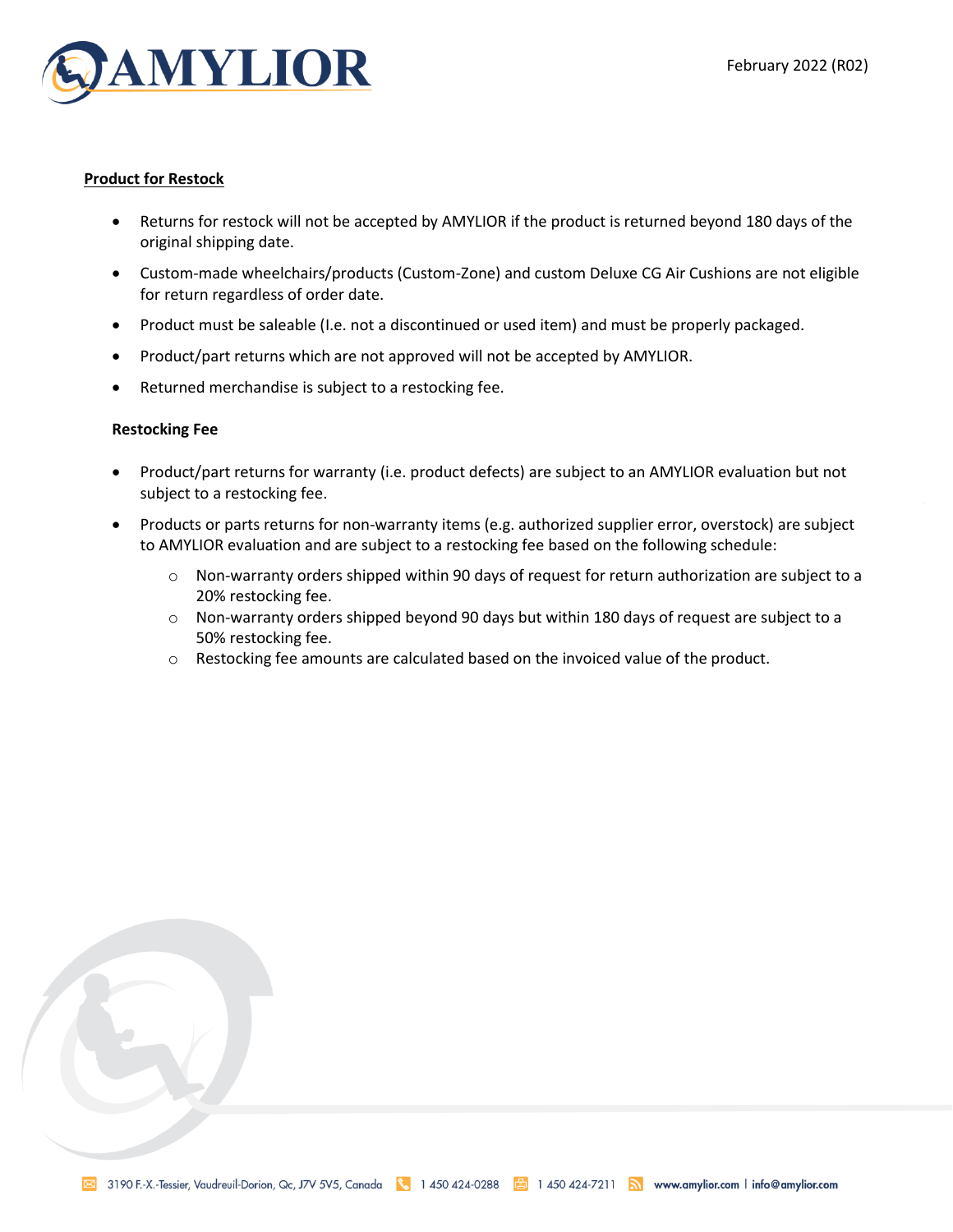## Product for Restock

- Returns for restock will not be accepted by AMYLIOR if the product is returned beyond 180 days of the original shipping date.
- Custom-made wheelchairs/products (Custom-Zone) and custom Deluxe CG Air Cushions are not eligible for return regardless of order date.
- Product must be saleable (I.e. not a discontinued or used item) and must be properly packaged.
- Product/part returns which are not approved will not be accepted by AMYLIOR.
- Returned merchandise is subject to a restocking fee.

### Restocking Fee

- Product/part returns for warranty (i.e. product defects) are subject to an AMYLIOR evaluation but not subject to a restocking fee.
- Products or parts returns for non-warranty items (e.g. authorized supplier error, overstock) are subject to AMYLIOR evaluation and are subject to a restocking fee based on the following schedule:
    - Non-warranty orders shipped within 90 days of request for return authorization are subject to a 20% restocking fee.
    - Non-warranty orders shipped beyond 90 days but within 180 days of request are subject to a 50% restocking fee.
    - Restocking fee amounts are calculated based on the invoiced value of the product.